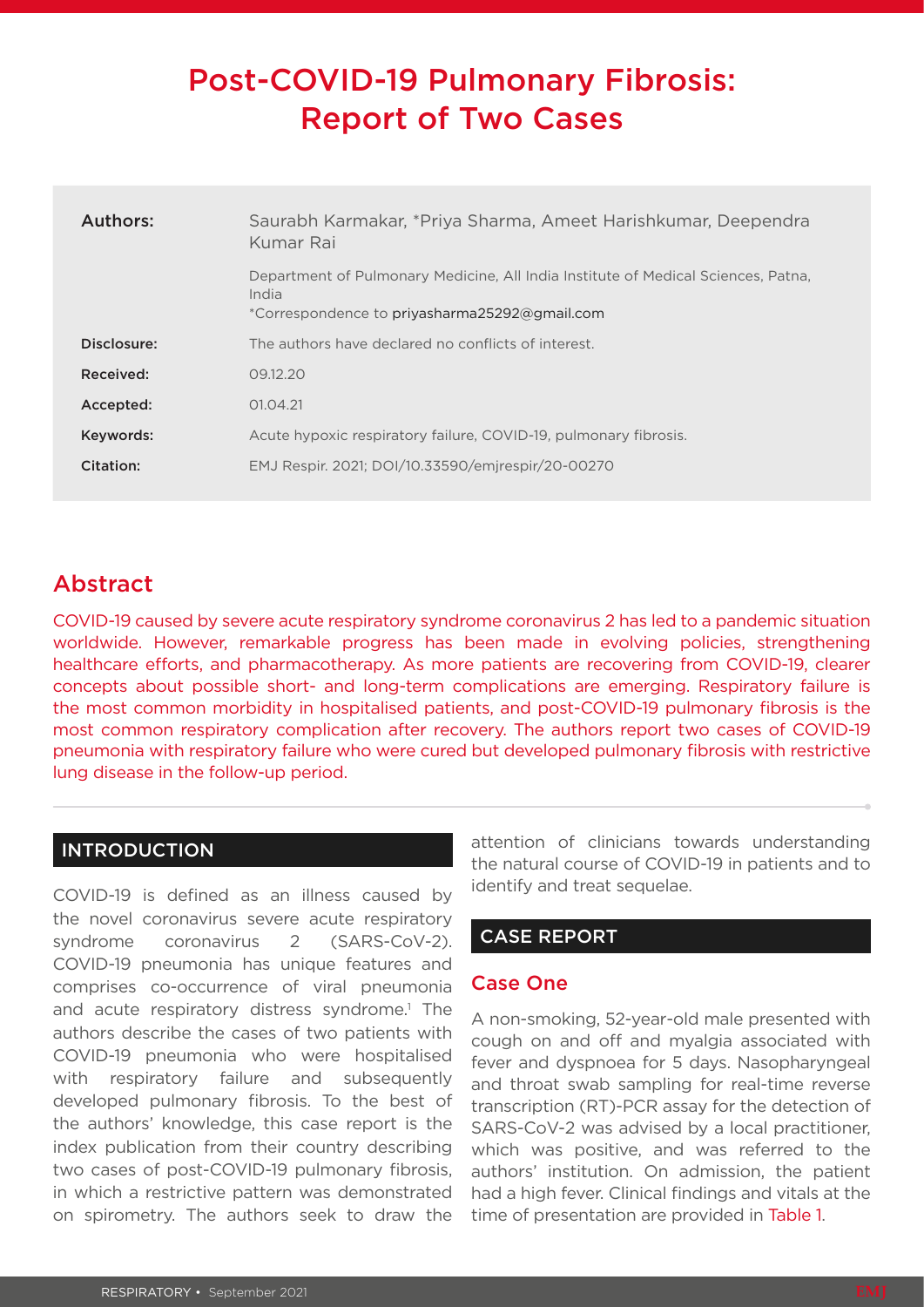# Post-COVID-19 Pulmonary Fibrosis: Report of Two Cases

| | |
|---|---|
| **Authors:** | Saurabh Karmakar, *Priya Sharma, Ameet Harishkumar, Deependra Kumar Rai |
| | Department of Pulmonary Medicine, All India Institute of Medical Sciences, Patna, India<br>*Correspondence to priyasharma25292@gmail.com |
| **Disclosure:** | The authors have declared no conflicts of interest. |
| **Received:** | 09.12.20 |
| **Accepted:** | 01.04.21 |
| **Keywords:** | Acute hypoxic respiratory failure, COVID-19, pulmonary fibrosis. |
| **Citation:** | EMJ Respir. 2021; DOI/10.33590/emjrespir/20-00270 |

## Abstract

COVID-19 caused by severe acute respiratory syndrome coronavirus 2 has led to a pandemic situation worldwide. However, remarkable progress has been made in evolving policies, strengthening healthcare efforts, and pharmacotherapy. As more patients are recovering from COVID-19, clearer concepts about possible short- and long-term complications are emerging. Respiratory failure is the most common morbidity in hospitalised patients, and post-COVID-19 pulmonary fibrosis is the most common respiratory complication after recovery. The authors report two cases of COVID-19 pneumonia with respiratory failure who were cured but developed pulmonary fibrosis with restrictive lung disease in the follow-up period.

## INTRODUCTION

COVID-19 is defined as an illness caused by the novel coronavirus severe acute respiratory syndrome coronavirus 2 (SARS-CoV-2). COVID-19 pneumonia has unique features and comprises co-occurrence of viral pneumonia and acute respiratory distress syndrome.[1] The authors describe the cases of two patients with COVID-19 pneumonia who were hospitalised with respiratory failure and subsequently developed pulmonary fibrosis. To the best of the authors' knowledge, this case report is the index publication from their country describing two cases of post-COVID-19 pulmonary fibrosis, in which a restrictive pattern was demonstrated on spirometry. The authors seek to draw the attention of clinicians towards understanding the natural course of COVID-19 in patients and to identify and treat sequelae.

## CASE REPORT

### Case One

A non-smoking, 52-year-old male presented with cough on and off and myalgia associated with fever and dyspnoea for 5 days. Nasopharyngeal and throat swab sampling for real-time reverse transcription (RT)-PCR assay for the detection of SARS-CoV-2 was advised by a local practitioner, which was positive, and was referred to the authors' institution. On admission, the patient had a high fever. Clinical findings and vitals at the time of presentation are provided in Table 1.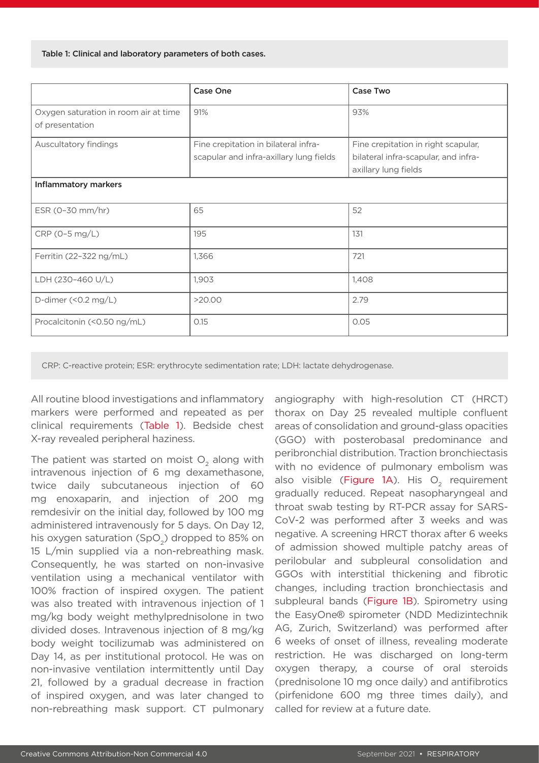Table 1: Clinical and laboratory parameters of both cases.

| | Case One | Case Two |
|---|---|---|
| Oxygen saturation in room air at time of presentation | 91% | 93% |
| Auscultatory findings | Fine crepitation in bilateral infra-scapular and infra-axillary lung fields | Fine crepitation in right scapular, bilateral infra-scapular, and infra-axillary lung fields |
| **Inflammatory markers** | | |
| ESR (0–30 mm/hr) | 65 | 52 |
| CRP (0–5 mg/L) | 195 | 131 |
| Ferritin (22–322 ng/mL) | 1,366 | 721 |
| LDH (230–460 U/L) | 1,903 | 1,408 |
| D-dimer (<0.2 mg/L) | >20.00 | 2.79 |
| Procalcitonin (<0.50 ng/mL) | 0.15 | 0.05 |

CRP: C-reactive protein; ESR: erythrocyte sedimentation rate; LDH: lactate dehydrogenase.

All routine blood investigations and inflammatory markers were performed and repeated as per clinical requirements (Table 1). Bedside chest X-ray revealed peripheral haziness.

The patient was started on moist $O_2$ along with intravenous injection of 6 mg dexamethasone, twice daily subcutaneous injection of 60 mg enoxaparin, and injection of 200 mg remdesivir on the initial day, followed by 100 mg administered intravenously for 5 days. On Day 12, his oxygen saturation ($SpO_2$) dropped to 85% on 15 L/min supplied via a non-rebreathing mask. Consequently, he was started on non-invasive ventilation using a mechanical ventilator with 100% fraction of inspired oxygen. The patient was also treated with intravenous injection of 1 mg/kg body weight methylprednisolone in two divided doses. Intravenous injection of 8 mg/kg body weight tocilizumab was administered on Day 14, as per institutional protocol. He was on non-invasive ventilation intermittently until Day 21, followed by a gradual decrease in fraction of inspired oxygen, and was later changed to non-rebreathing mask support. CT pulmonary angiography with high-resolution CT (HRCT) thorax on Day 25 revealed multiple confluent areas of consolidation and ground-glass opacities (GGO) with posterobasal predominance and peribronchial distribution. Traction bronchiectasis with no evidence of pulmonary embolism was also visible (Figure 1A). His $O_2$ requirement gradually reduced. Repeat nasopharyngeal and throat swab testing by RT-PCR assay for SARS-CoV-2 was performed after 3 weeks and was negative. A screening HRCT thorax after 6 weeks of admission showed multiple patchy areas of perilobular and subpleural consolidation and GGOs with interstitial thickening and fibrotic changes, including traction bronchiectasis and subpleural bands (Figure 1B). Spirometry using the EasyOne® spirometer (NDD Medizintechnik AG, Zurich, Switzerland) was performed after 6 weeks of onset of illness, revealing moderate restriction. He was discharged on long-term oxygen therapy, a course of oral steroids (prednisolone 10 mg once daily) and antifibrotics (pirfenidone 600 mg three times daily), and called for review at a future date.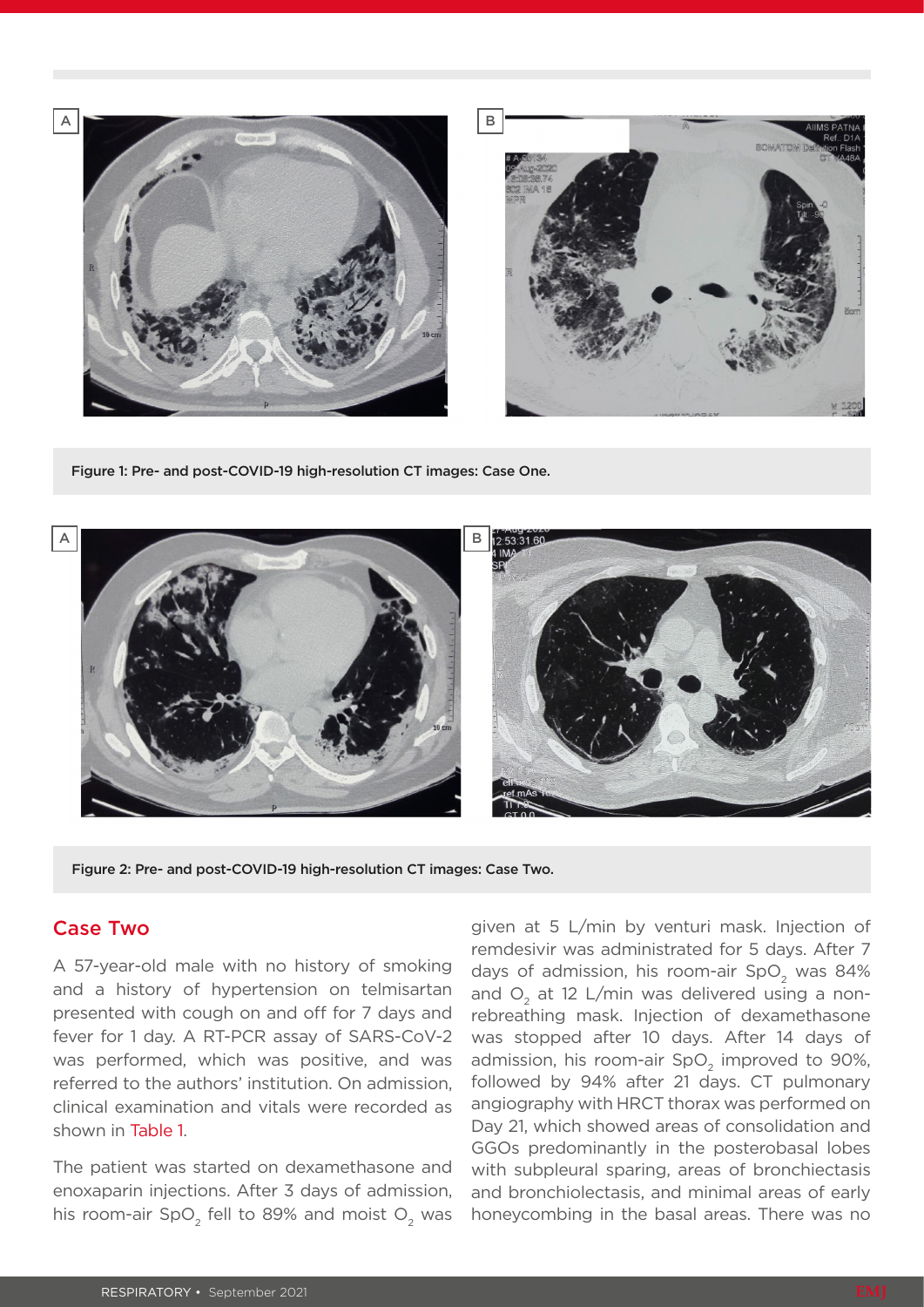Figure 1: Pre- and post-COVID-19 high-resolution CT images: Case One.

Figure 2: Pre- and post-COVID-19 high-resolution CT images: Case Two.

## Case Two

A 57-year-old male with no history of smoking and a history of hypertension on telmisartan presented with cough on and off for 7 days and fever for 1 day. A RT-PCR assay of SARS-CoV-2 was performed, which was positive, and was referred to the authors' institution. On admission, clinical examination and vitals were recorded as shown in Table 1.

The patient was started on dexamethasone and enoxaparin injections. After 3 days of admission, his room-air $SpO_2$ fell to 89% and moist $O_2$ was given at 5 L/min by venturi mask. Injection of remdesivir was administrated for 5 days. After 7 days of admission, his room-air $SpO_2$ was 84% and $O_2$ at 12 L/min was delivered using a non-rebreathing mask. Injection of dexamethasone was stopped after 10 days. After 14 days of admission, his room-air $SpO_2$ improved to 90%, followed by 94% after 21 days. CT pulmonary angiography with HRCT thorax was performed on Day 21, which showed areas of consolidation and GGOs predominantly in the posterobasal lobes with subpleural sparing, areas of bronchiectasis and bronchiolectasis, and minimal areas of early honeycombing in the basal areas. There was no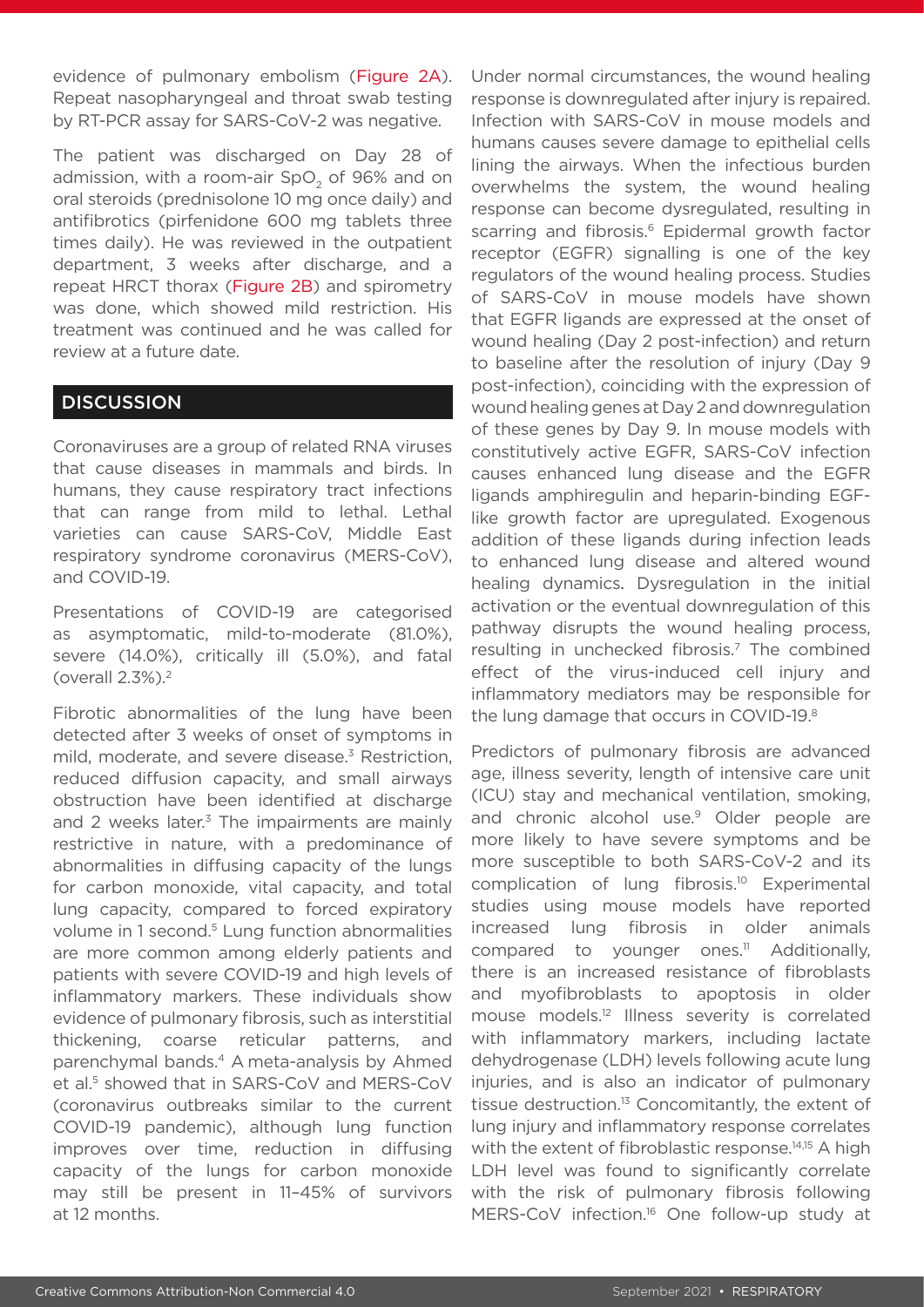evidence of pulmonary embolism (Figure 2A). Repeat nasopharyngeal and throat swab testing by RT-PCR assay for SARS-CoV-2 was negative.

The patient was discharged on Day 28 of admission, with a room-air $SpO_2$ of 96% and on oral steroids (prednisolone 10 mg once daily) and antifibrotics (pirfenidone 600 mg tablets three times daily). He was reviewed in the outpatient department, 3 weeks after discharge, and a repeat HRCT thorax (Figure 2B) and spirometry was done, which showed mild restriction. His treatment was continued and he was called for review at a future date.

## DISCUSSION

Coronaviruses are a group of related RNA viruses that cause diseases in mammals and birds. In humans, they cause respiratory tract infections that can range from mild to lethal. Lethal varieties can cause SARS-CoV, Middle East respiratory syndrome coronavirus (MERS-CoV), and COVID-19.

Presentations of COVID-19 are categorised as asymptomatic, mild-to-moderate (81.0%), severe (14.0%), critically ill (5.0%), and fatal (overall 2.3%).[2]

Fibrotic abnormalities of the lung have been detected after 3 weeks of onset of symptoms in mild, moderate, and severe disease.[3] Restriction, reduced diffusion capacity, and small airways obstruction have been identified at discharge and 2 weeks later.[3] The impairments are mainly restrictive in nature, with a predominance of abnormalities in diffusing capacity of the lungs for carbon monoxide, vital capacity, and total lung capacity, compared to forced expiratory volume in 1 second.[5] Lung function abnormalities are more common among elderly patients and patients with severe COVID-19 and high levels of inflammatory markers. These individuals show evidence of pulmonary fibrosis, such as interstitial thickening, coarse reticular patterns, and parenchymal bands.[4] A meta-analysis by Ahmed et al.[5] showed that in SARS-CoV and MERS-CoV (coronavirus outbreaks similar to the current COVID-19 pandemic), although lung function improves over time, reduction in diffusing capacity of the lungs for carbon monoxide may still be present in 11–45% of survivors at 12 months.

Under normal circumstances, the wound healing response is downregulated after injury is repaired. Infection with SARS-CoV in mouse models and humans causes severe damage to epithelial cells lining the airways. When the infectious burden overwhelms the system, the wound healing response can become dysregulated, resulting in scarring and fibrosis.[6] Epidermal growth factor receptor (EGFR) signalling is one of the key regulators of the wound healing process. Studies of SARS-CoV in mouse models have shown that EGFR ligands are expressed at the onset of wound healing (Day 2 post-infection) and return to baseline after the resolution of injury (Day 9 post-infection), coinciding with the expression of wound healing genes at Day 2 and downregulation of these genes by Day 9. In mouse models with constitutively active EGFR, SARS-CoV infection causes enhanced lung disease and the EGFR ligands amphiregulin and heparin-binding EGF-like growth factor are upregulated. Exogenous addition of these ligands during infection leads to enhanced lung disease and altered wound healing dynamics. Dysregulation in the initial activation or the eventual downregulation of this pathway disrupts the wound healing process, resulting in unchecked fibrosis.[7] The combined effect of the virus-induced cell injury and inflammatory mediators may be responsible for the lung damage that occurs in COVID-19.[8]

Predictors of pulmonary fibrosis are advanced age, illness severity, length of intensive care unit (ICU) stay and mechanical ventilation, smoking, and chronic alcohol use.[9] Older people are more likely to have severe symptoms and be more susceptible to both SARS-CoV-2 and its complication of lung fibrosis.[10] Experimental studies using mouse models have reported increased lung fibrosis in older animals compared to younger ones.[11] Additionally, there is an increased resistance of fibroblasts and myofibroblasts to apoptosis in older mouse models.[12] Illness severity is correlated with inflammatory markers, including lactate dehydrogenase (LDH) levels following acute lung injuries, and is also an indicator of pulmonary tissue destruction.[13] Concomitantly, the extent of lung injury and inflammatory response correlates with the extent of fibroblastic response.[14,15] A high LDH level was found to significantly correlate with the risk of pulmonary fibrosis following MERS-CoV infection.[16] One follow-up study at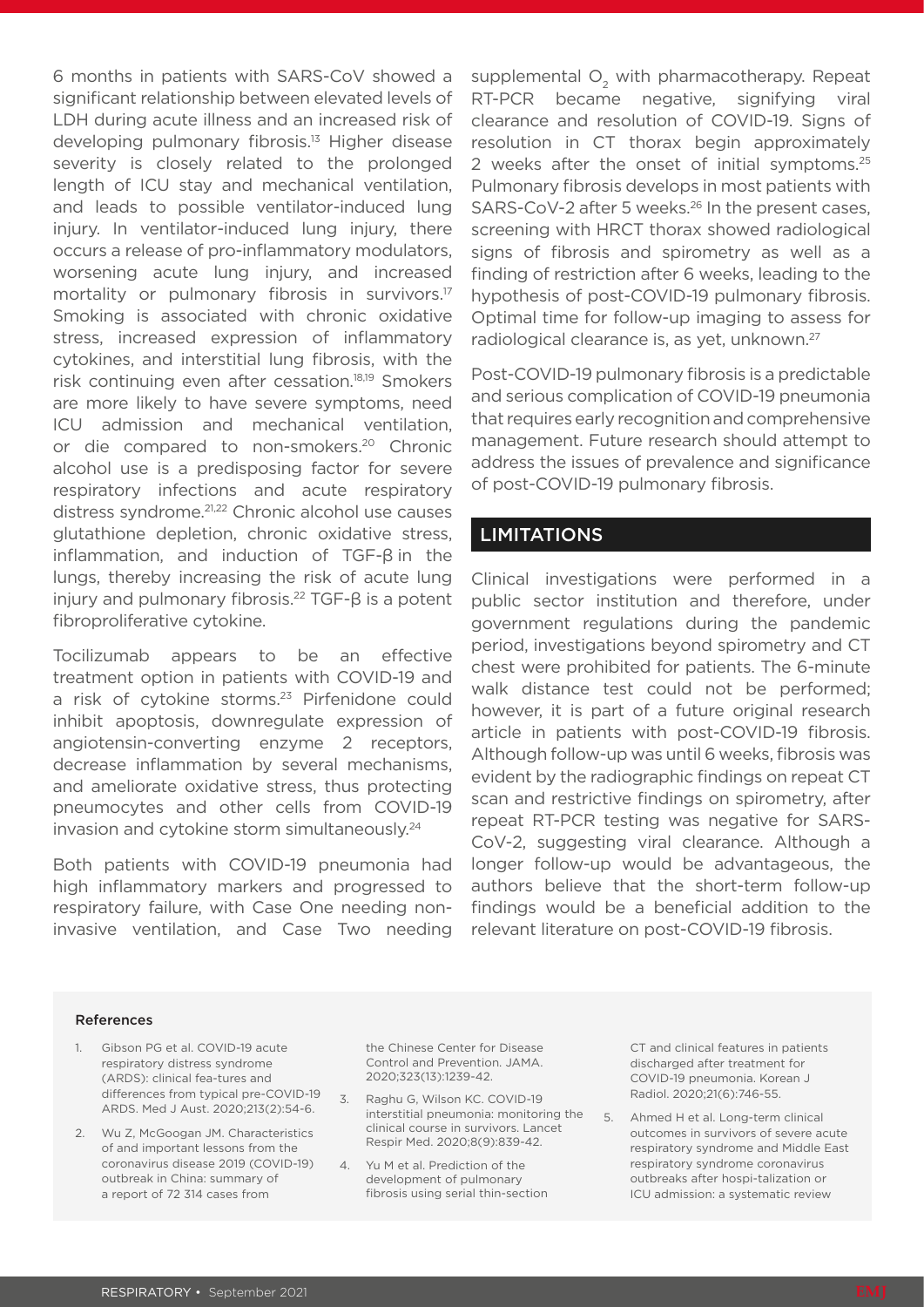6 months in patients with SARS-CoV showed a significant relationship between elevated levels of LDH during acute illness and an increased risk of developing pulmonary fibrosis.[13] Higher disease severity is closely related to the prolonged length of ICU stay and mechanical ventilation, and leads to possible ventilator-induced lung injury. In ventilator-induced lung injury, there occurs a release of pro-inflammatory modulators, worsening acute lung injury, and increased mortality or pulmonary fibrosis in survivors.[17] Smoking is associated with chronic oxidative stress, increased expression of inflammatory cytokines, and interstitial lung fibrosis, with the risk continuing even after cessation.[18,19] Smokers are more likely to have severe symptoms, need ICU admission and mechanical ventilation, or die compared to non-smokers.[20] Chronic alcohol use is a predisposing factor for severe respiratory infections and acute respiratory distress syndrome.[21,22] Chronic alcohol use causes glutathione depletion, chronic oxidative stress, inflammation, and induction of TGF-β in the lungs, thereby increasing the risk of acute lung injury and pulmonary fibrosis.[22] TGF-β is a potent fibroproliferative cytokine.

Tocilizumab appears to be an effective treatment option in patients with COVID-19 and a risk of cytokine storms.[23] Pirfenidone could inhibit apoptosis, downregulate expression of angiotensin-converting enzyme 2 receptors, decrease inflammation by several mechanisms, and ameliorate oxidative stress, thus protecting pneumocytes and other cells from COVID-19 invasion and cytokine storm simultaneously.[24]

Both patients with COVID-19 pneumonia had high inflammatory markers and progressed to respiratory failure, with Case One needing non-invasive ventilation, and Case Two needing supplemental $O_2$ with pharmacotherapy. Repeat RT-PCR became negative, signifying viral clearance and resolution of COVID-19. Signs of resolution in CT thorax begin approximately 2 weeks after the onset of initial symptoms.[25] Pulmonary fibrosis develops in most patients with SARS-CoV-2 after 5 weeks.[26] In the present cases, screening with HRCT thorax showed radiological signs of fibrosis and spirometry as well as a finding of restriction after 6 weeks, leading to the hypothesis of post-COVID-19 pulmonary fibrosis. Optimal time for follow-up imaging to assess for radiological clearance is, as yet, unknown.[27]

Post-COVID-19 pulmonary fibrosis is a predictable and serious complication of COVID-19 pneumonia that requires early recognition and comprehensive management. Future research should attempt to address the issues of prevalence and significance of post-COVID-19 pulmonary fibrosis.

## LIMITATIONS

Clinical investigations were performed in a public sector institution and therefore, under government regulations during the pandemic period, investigations beyond spirometry and CT chest were prohibited for patients. The 6-minute walk distance test could not be performed; however, it is part of a future original research article in patients with post-COVID-19 fibrosis. Although follow-up was until 6 weeks, fibrosis was evident by the radiographic findings on repeat CT scan and restrictive findings on spirometry, after repeat RT-PCR testing was negative for SARS-CoV-2, suggesting viral clearance. Although a longer follow-up would be advantageous, the authors believe that the short-term follow-up findings would be a beneficial addition to the relevant literature on post-COVID-19 fibrosis.

### References

1. Gibson PG et al. COVID-19 acute respiratory distress syndrome (ARDS): clinical fea-tures and differences from typical pre-COVID-19 ARDS. Med J Aust. 2020;213(2):54-6.
2. Wu Z, McGoogan JM. Characteristics of and important lessons from the coronavirus disease 2019 (COVID-19) outbreak in China: summary of a report of 72 314 cases from the Chinese Center for Disease Control and Prevention. JAMA. 2020;323(13):1239-42.
3. Raghu G, Wilson KC. COVID-19 interstitial pneumonia: monitoring the clinical course in survivors. Lancet Respir Med. 2020;8(9):839-42.
4. Yu M et al. Prediction of the development of pulmonary fibrosis using serial thin-section CT and clinical features in patients discharged after treatment for COVID-19 pneumonia. Korean J Radiol. 2020;21(6):746-55.
5. Ahmed H et al. Long-term clinical outcomes in survivors of severe acute respiratory syndrome and Middle East respiratory syndrome coronavirus outbreaks after hospi-talization or ICU admission: a systematic review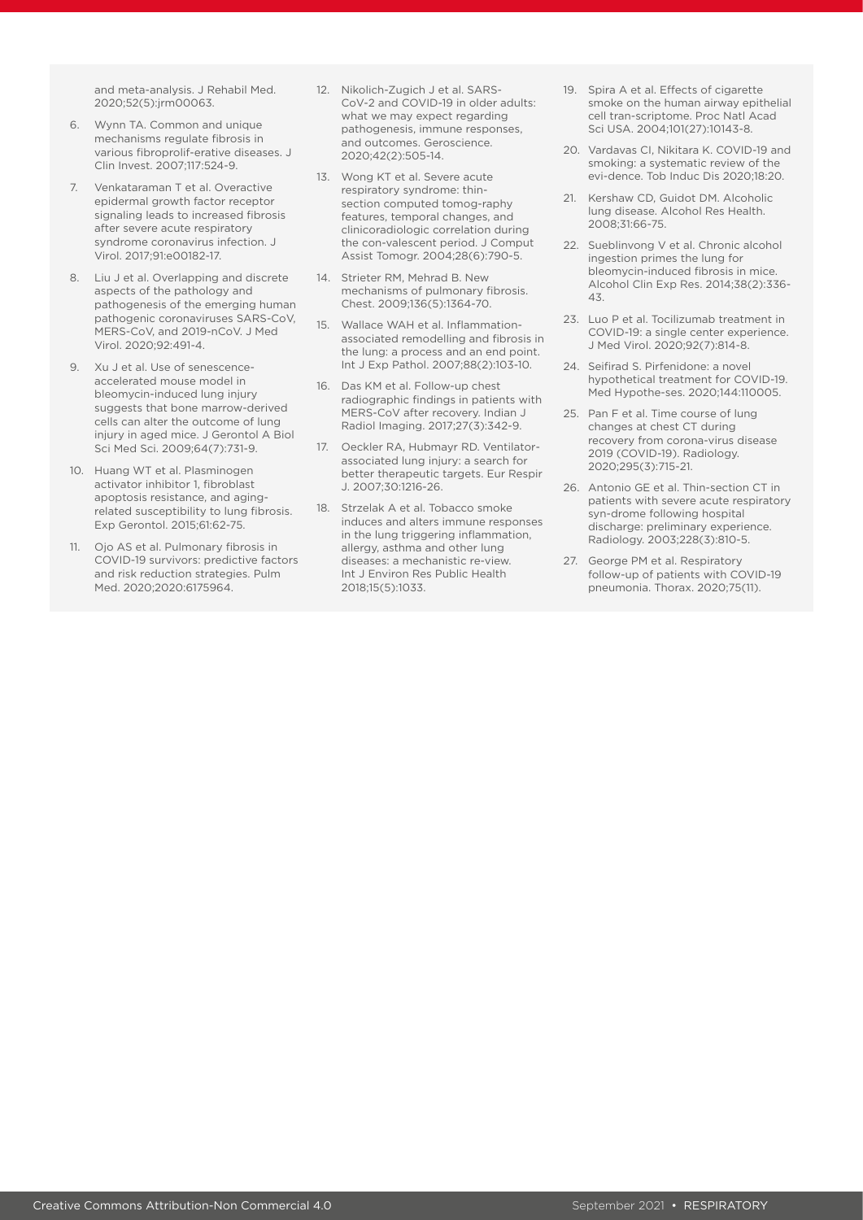and meta-analysis. J Rehabil Med. 2020;52(5):jrm00063.

6. Wynn TA. Common and unique mechanisms regulate fibrosis in various fibroprolif-erative diseases. J Clin Invest. 2007;117:524-9.
7. Venkataraman T et al. Overactive epidermal growth factor receptor signaling leads to increased fibrosis after severe acute respiratory syndrome coronavirus infection. J Virol. 2017;91:e00182-17.
8. Liu J et al. Overlapping and discrete aspects of the pathology and pathogenesis of the emerging human pathogenic coronaviruses SARS-CoV, MERS-CoV, and 2019-nCoV. J Med Virol. 2020;92:491-4.
9. Xu J et al. Use of senescence-accelerated mouse model in bleomycin-induced lung injury suggests that bone marrow-derived cells can alter the outcome of lung injury in aged mice. J Gerontol A Biol Sci Med Sci. 2009;64(7):731-9.
10. Huang WT et al. Plasminogen activator inhibitor 1, fibroblast apoptosis resistance, and aging-related susceptibility to lung fibrosis. Exp Gerontol. 2015;61:62-75.
11. Ojo AS et al. Pulmonary fibrosis in COVID-19 survivors: predictive factors and risk reduction strategies. Pulm Med. 2020;2020:6175964.
12. Nikolich-Zugich J et al. SARS-CoV-2 and COVID-19 in older adults: what we may expect regarding pathogenesis, immune responses, and outcomes. Geroscience. 2020;42(2):505-14.
13. Wong KT et al. Severe acute respiratory syndrome: thin-section computed tomog-raphy features, temporal changes, and clinicoradiologic correlation during the con-valescent period. J Comput Assist Tomogr. 2004;28(6):790-5.
14. Strieter RM, Mehrad B. New mechanisms of pulmonary fibrosis. Chest. 2009;136(5):1364-70.
15. Wallace WAH et al. Inflammation-associated remodelling and fibrosis in the lung: a process and an end point. Int J Exp Pathol. 2007;88(2):103-10.
16. Das KM et al. Follow-up chest radiographic findings in patients with MERS-CoV after recovery. Indian J Radiol Imaging. 2017;27(3):342-9.
17. Oeckler RA, Hubmayr RD. Ventilator-associated lung injury: a search for better therapeutic targets. Eur Respir J. 2007;30:1216-26.
18. Strzelak A et al. Tobacco smoke induces and alters immune responses in the lung triggering inflammation, allergy, asthma and other lung diseases: a mechanistic re-view. Int J Environ Res Public Health 2018;15(5):1033.
19. Spira A et al. Effects of cigarette smoke on the human airway epithelial cell tran-scriptome. Proc Natl Acad Sci USA. 2004;101(27):10143-8.
20. Vardavas CI, Nikitara K. COVID-19 and smoking: a systematic review of the evi-dence. Tob Induc Dis 2020;18:20.
21. Kershaw CD, Guidot DM. Alcoholic lung disease. Alcohol Res Health. 2008;31:66-75.
22. Sueblinvong V et al. Chronic alcohol ingestion primes the lung for bleomycin-induced fibrosis in mice. Alcohol Clin Exp Res. 2014;38(2):336-43.
23. Luo P et al. Tocilizumab treatment in COVID-19: a single center experience. J Med Virol. 2020;92(7):814-8.
24. Seifirad S. Pirfenidone: a novel hypothetical treatment for COVID-19. Med Hypothe-ses. 2020;144:110005.
25. Pan F et al. Time course of lung changes at chest CT during recovery from corona-virus disease 2019 (COVID-19). Radiology. 2020;295(3):715-21.
26. Antonio GE et al. Thin-section CT in patients with severe acute respiratory syn-drome following hospital discharge: preliminary experience. Radiology. 2003;228(3):810-5.
27. George PM et al. Respiratory follow-up of patients with COVID-19 pneumonia. Thorax. 2020;75(11).